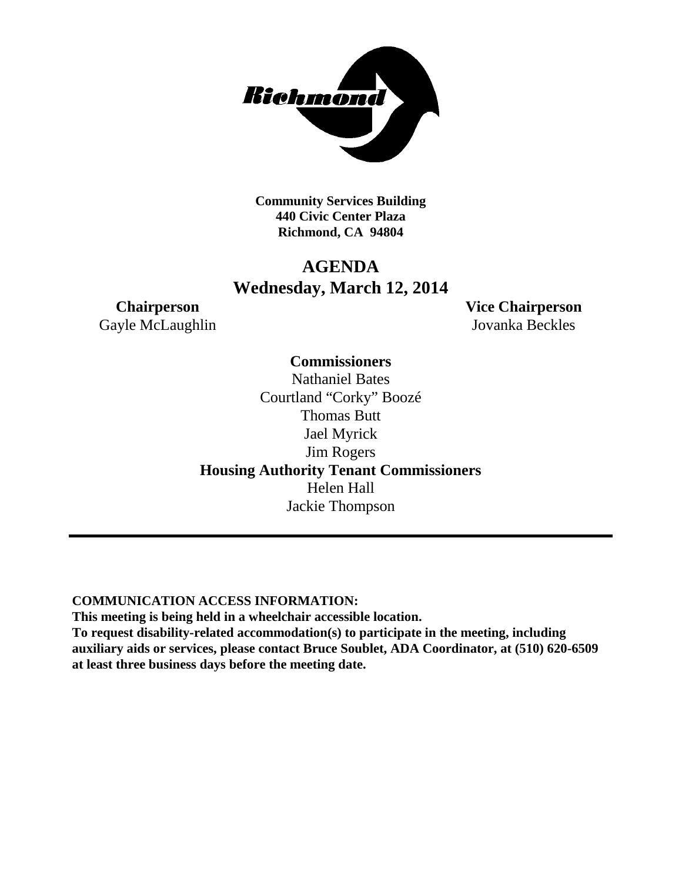**Community Services Building**
**440 Civic Center Plaza**
**Richmond, CA 94804**

# AGENDA
## Wednesday, March 12, 2014

**Chairperson**
Gayle McLaughlin

**Vice Chairperson**
Jovanka Beckles

**Commissioners**
Nathaniel Bates
Courtland "Corky" Boozé
Thomas Butt
Jael Myrick
Jim Rogers

**Housing Authority Tenant Commissioners**
Helen Hall
Jackie Thompson

---

**COMMUNICATION ACCESS INFORMATION:**
**This meeting is being held in a wheelchair accessible location.**
**To request disability-related accommodation(s) to participate in the meeting, including auxiliary aids or services, please contact Bruce Soublet, ADA Coordinator, at (510) 620-6509 at least three business days before the meeting date.**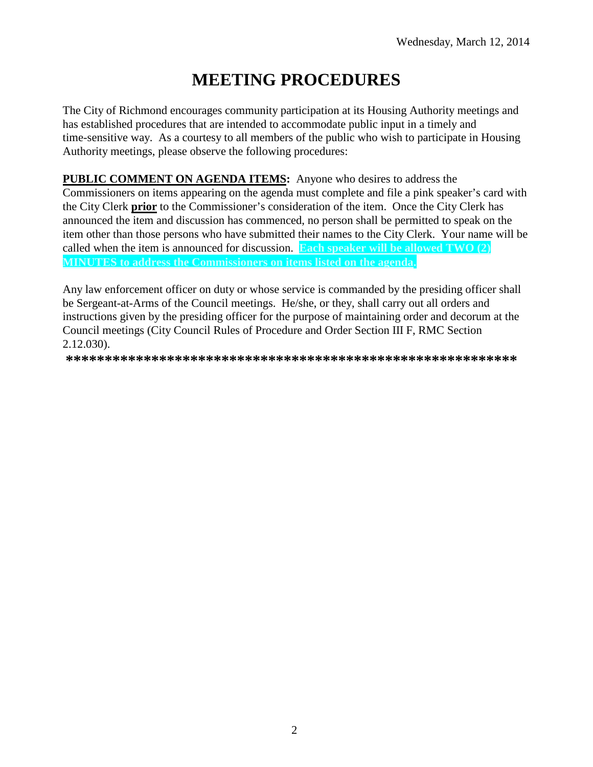Wednesday, March 12, 2014

# MEETING PROCEDURES

The City of Richmond encourages community participation at its Housing Authority meetings and has established procedures that are intended to accommodate public input in a timely and time-sensitive way. As a courtesy to all members of the public who wish to participate in Housing Authority meetings, please observe the following procedures:

**PUBLIC COMMENT ON AGENDA ITEMS:** Anyone who desires to address the Commissioners on items appearing on the agenda must complete and file a pink speaker's card with the City Clerk **prior** to the Commissioner's consideration of the item. Once the City Clerk has announced the item and discussion has commenced, no person shall be permitted to speak on the item other than those persons who have submitted their names to the City Clerk. Your name will be called when the item is announced for discussion. **Each speaker will be allowed TWO (2) MINUTES to address the Commissioners on items listed on the agenda.**

Any law enforcement officer on duty or whose service is commanded by the presiding officer shall be Sergeant-at-Arms of the Council meetings. He/she, or they, shall carry out all orders and instructions given by the presiding officer for the purpose of maintaining order and decorum at the Council meetings (City Council Rules of Procedure and Order Section III F, RMC Section 2.12.030).

**************************************************************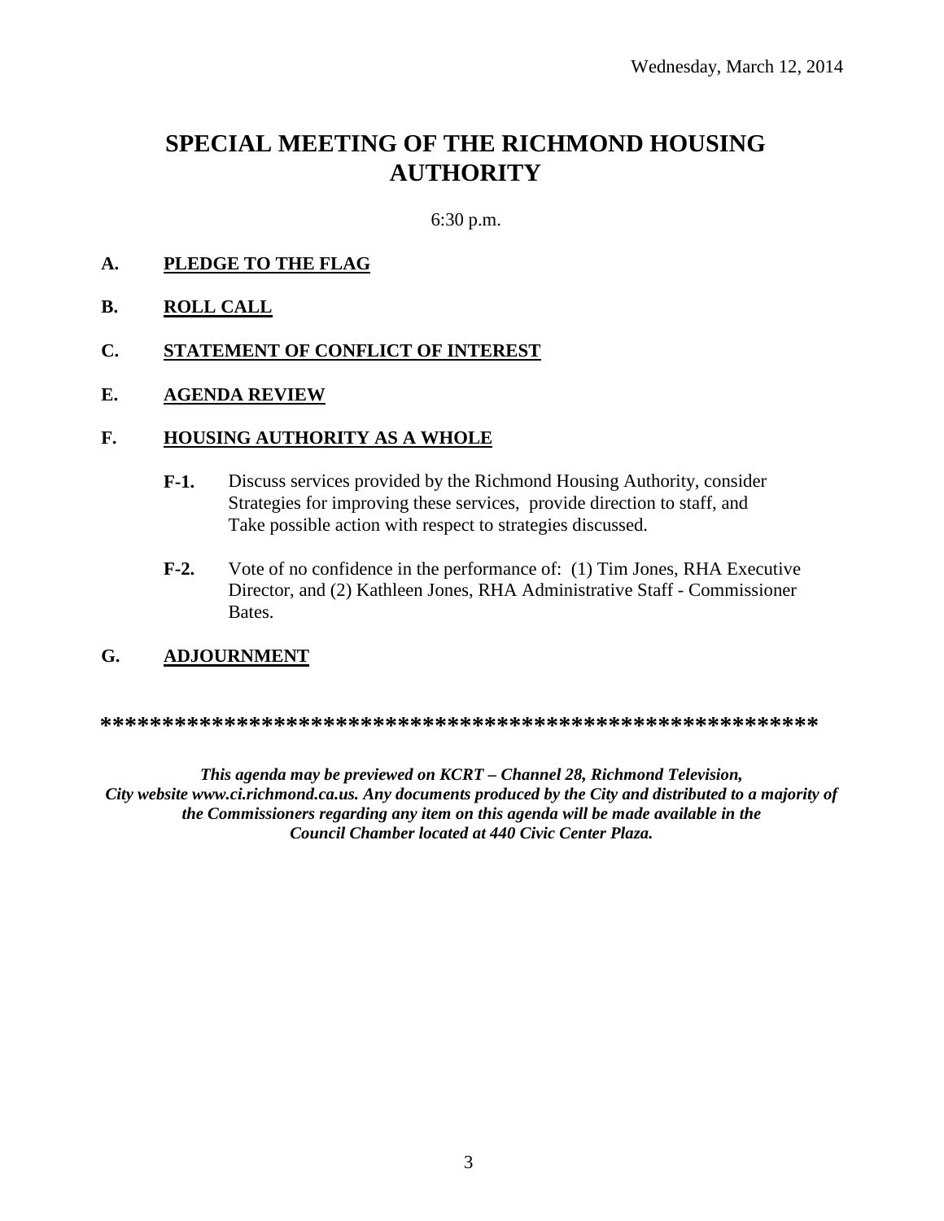Wednesday, March 12, 2014

# SPECIAL MEETING OF THE RICHMOND HOUSING AUTHORITY

6:30 p.m.

**A. PLEDGE TO THE FLAG**

**B. ROLL CALL**

**C. STATEMENT OF CONFLICT OF INTEREST**

**E. AGENDA REVIEW**

**F. HOUSING AUTHORITY AS A WHOLE**

**F-1.** Discuss services provided by the Richmond Housing Authority, consider Strategies for improving these services, provide direction to staff, and Take possible action with respect to strategies discussed.

**F-2.** Vote of no confidence in the performance of: (1) Tim Jones, RHA Executive Director, and (2) Kathleen Jones, RHA Administrative Staff - Commissioner Bates.

**G. ADJOURNMENT**

**********************************************************

***This agenda may be previewed on KCRT – Channel 28, Richmond Television, City website www.ci.richmond.ca.us. Any documents produced by the City and distributed to a majority of the Commissioners regarding any item on this agenda will be made available in the Council Chamber located at 440 Civic Center Plaza.***